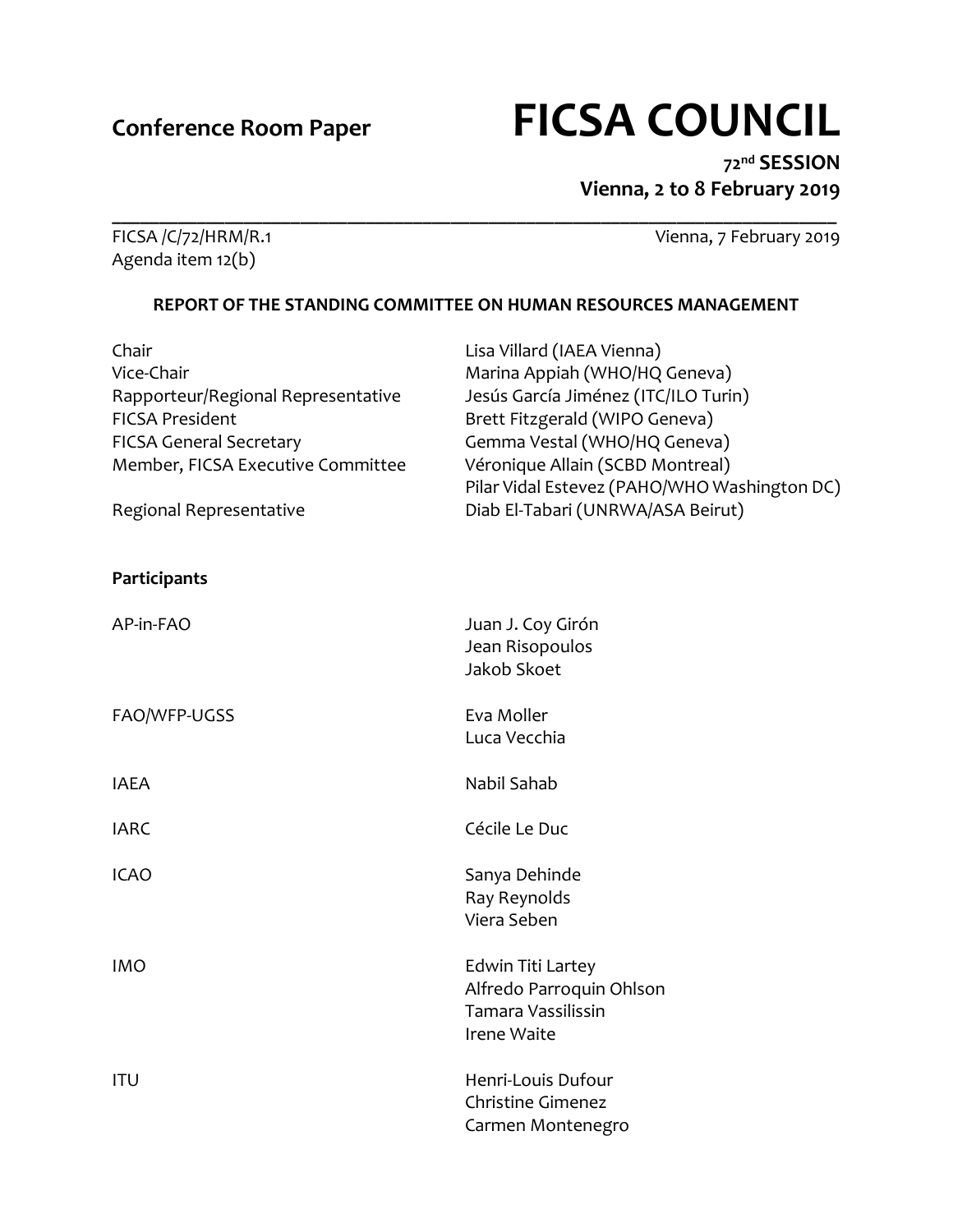Conference Room Paper

# FICSA COUNCIL

**72nd SESSION**
**Vienna, 2 to 8 February 2019**

---

FICSA /C/72/HRM/R.1 Vienna, 7 February 2019
Agenda item 12(b)

## REPORT OF THE STANDING COMMITTEE ON HUMAN RESOURCES MANAGEMENT

| | |
|---|---|
| Chair | Lisa Villard (IAEA Vienna) |
| Vice-Chair | Marina Appiah (WHO/HQ Geneva) |
| Rapporteur/Regional Representative | Jesús García Jiménez (ITC/ILO Turin) |
| FICSA President | Brett Fitzgerald (WIPO Geneva) |
| FICSA General Secretary | Gemma Vestal (WHO/HQ Geneva) |
| Member, FICSA Executive Committee | Véronique Allain (SCBD Montreal)<br>Pilar Vidal Estevez (PAHO/WHO Washington DC) |
| Regional Representative | Diab El-Tabari (UNRWA/ASA Beirut) |

**Participants**

| | |
|---|---|
| AP-in-FAO | Juan J. Coy Girón<br>Jean Risopoulos<br>Jakob Skoet |
| FAO/WFP-UGSS | Eva Moller<br>Luca Vecchia |
| IAEA | Nabil Sahab |
| IARC | Cécile Le Duc |
| ICAO | Sanya Dehinde<br>Ray Reynolds<br>Viera Seben |
| IMO | Edwin Titi Lartey<br>Alfredo Parroquin Ohlson<br>Tamara Vassilissin<br>Irene Waite |
| ITU | Henri-Louis Dufour<br>Christine Gimenez<br>Carmen Montenegro |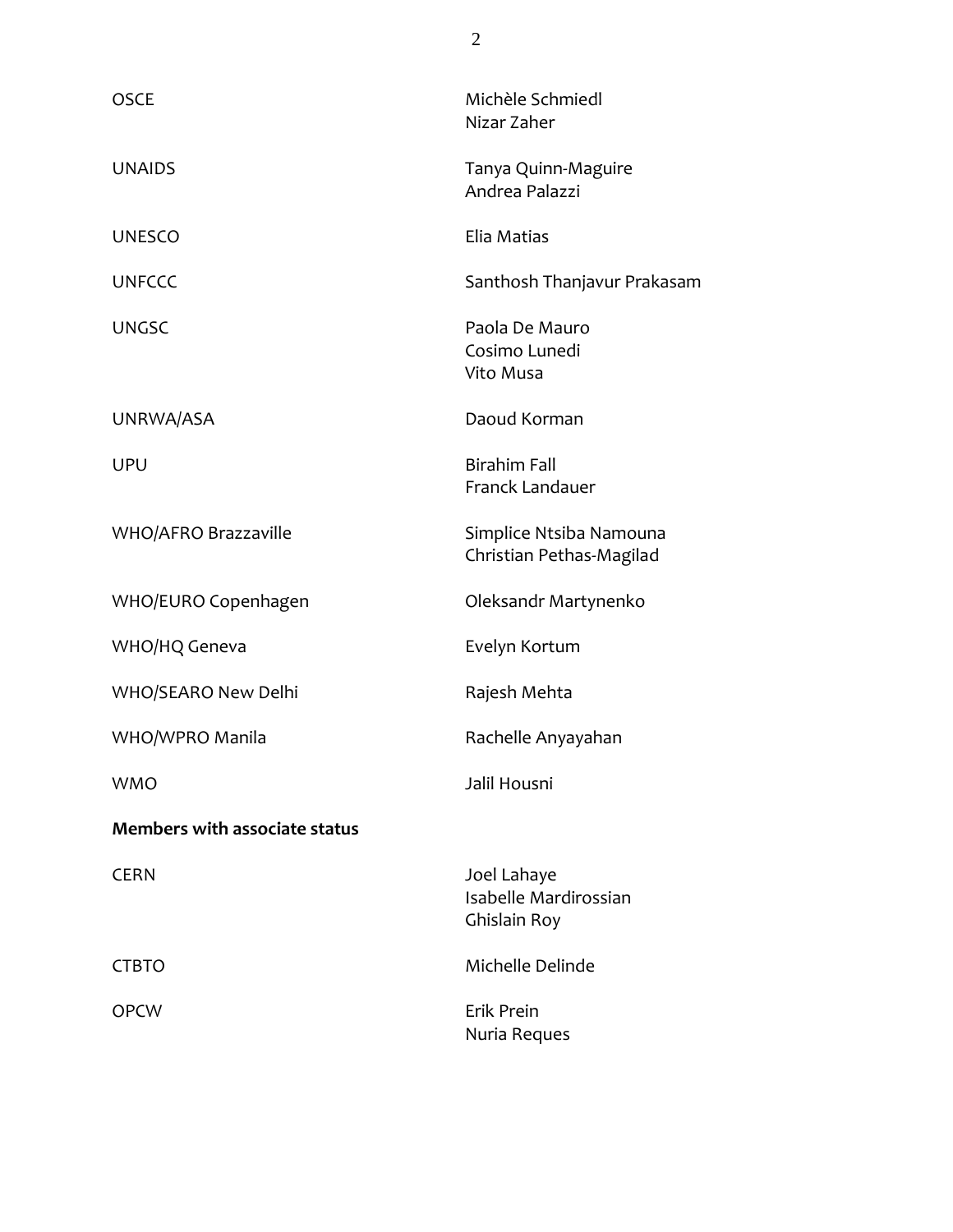| | |
|---|---|
| OSCE | Michèle Schmiedl<br>Nizar Zaher |
| UNAIDS | Tanya Quinn-Maguire<br>Andrea Palazzi |
| UNESCO | Elia Matias |
| UNFCCC | Santhosh Thanjavur Prakasam |
| UNGSC | Paola De Mauro<br>Cosimo Lunedi<br>Vito Musa |
| UNRWA/ASA | Daoud Korman |
| UPU | Birahim Fall<br>Franck Landauer |
| WHO/AFRO Brazzaville | Simplice Ntsiba Namouna<br>Christian Pethas-Magilad |
| WHO/EURO Copenhagen | Oleksandr Martynenko |
| WHO/HQ Geneva | Evelyn Kortum |
| WHO/SEARO New Delhi | Rajesh Mehta |
| WHO/WPRO Manila | Rachelle Anyayahan |
| WMO | Jalil Housni |

**Members with associate status**

| | |
|---|---|
| CERN | Joel Lahaye<br>Isabelle Mardirossian<br>Ghislain Roy |
| CTBTO | Michelle Delinde |
| OPCW | Erik Prein<br>Nuria Reques |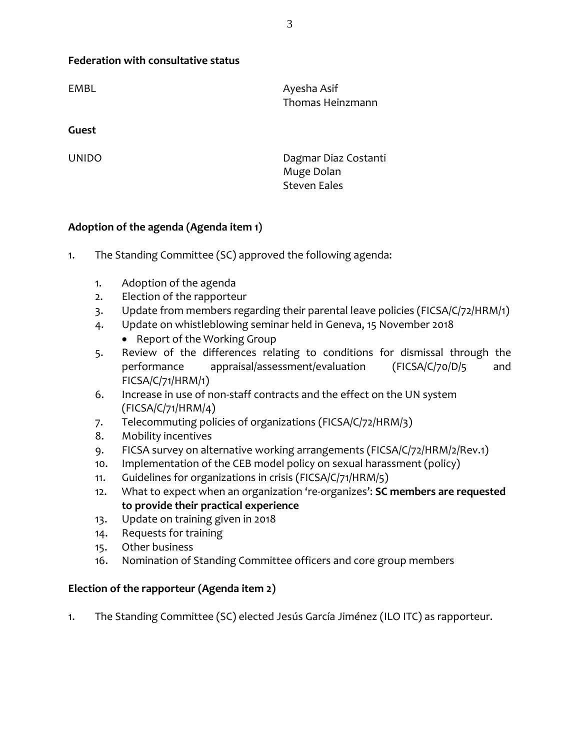**Federation with consultative status**

| | |
|---|---|
| EMBL | Ayesha Asif<br>Thomas Heinzmann |

**Guest**

| | |
|---|---|
| UNIDO | Dagmar Diaz Costanti<br>Muge Dolan<br>Steven Eales |

**Adoption of the agenda (Agenda item 1)**

1. The Standing Committee (SC) approved the following agenda:

    1. Adoption of the agenda
    2. Election of the rapporteur
    3. Update from members regarding their parental leave policies (FICSA/C/72/HRM/1)
    4. Update on whistleblowing seminar held in Geneva, 15 November 2018
        - Report of the Working Group
    5. Review of the differences relating to conditions for dismissal through the performance appraisal/assessment/evaluation (FICSA/C/70/D/5 and FICSA/C/71/HRM/1)
    6. Increase in use of non-staff contracts and the effect on the UN system (FICSA/C/71/HRM/4)
    7. Telecommuting policies of organizations (FICSA/C/72/HRM/3)
    8. Mobility incentives
    9. FICSA survey on alternative working arrangements (FICSA/C/72/HRM/2/Rev.1)
    10. Implementation of the CEB model policy on sexual harassment (policy)
    11. Guidelines for organizations in crisis (FICSA/C/71/HRM/5)
    12. What to expect when an organization 're-organizes': **SC members are requested to provide their practical experience**
    13. Update on training given in 2018
    14. Requests for training
    15. Other business
    16. Nomination of Standing Committee officers and core group members

**Election of the rapporteur (Agenda item 2)**

1. The Standing Committee (SC) elected Jesús García Jiménez (ILO ITC) as rapporteur.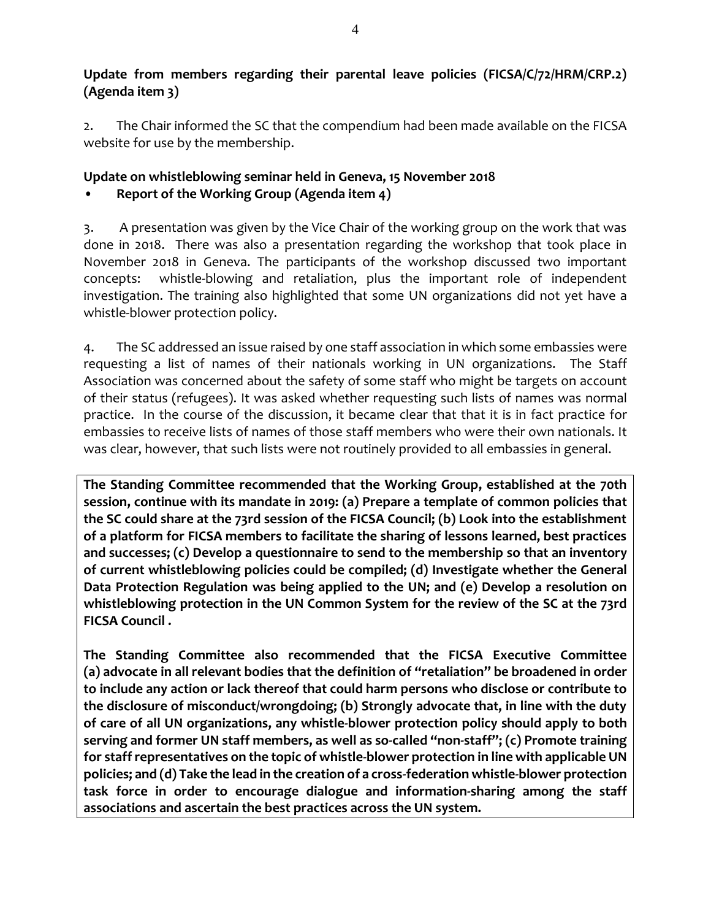**Update from members regarding their parental leave policies (FICSA/C/72/HRM/CRP.2) (Agenda item 3)**

2. The Chair informed the SC that the compendium had been made available on the FICSA website for use by the membership.

**Update on whistleblowing seminar held in Geneva, 15 November 2018**

- **Report of the Working Group (Agenda item 4)**

3. A presentation was given by the Vice Chair of the working group on the work that was done in 2018. There was also a presentation regarding the workshop that took place in November 2018 in Geneva. The participants of the workshop discussed two important concepts: whistle-blowing and retaliation, plus the important role of independent investigation. The training also highlighted that some UN organizations did not yet have a whistle-blower protection policy.

4. The SC addressed an issue raised by one staff association in which some embassies were requesting a list of names of their nationals working in UN organizations. The Staff Association was concerned about the safety of some staff who might be targets on account of their status (refugees). It was asked whether requesting such lists of names was normal practice. In the course of the discussion, it became clear that that it is in fact practice for embassies to receive lists of names of those staff members who were their own nationals. It was clear, however, that such lists were not routinely provided to all embassies in general.

**The Standing Committee recommended that the Working Group, established at the 70th session, continue with its mandate in 2019: (a) Prepare a template of common policies that the SC could share at the 73rd session of the FICSA Council; (b) Look into the establishment of a platform for FICSA members to facilitate the sharing of lessons learned, best practices and successes; (c) Develop a questionnaire to send to the membership so that an inventory of current whistleblowing policies could be compiled; (d) Investigate whether the General Data Protection Regulation was being applied to the UN; and (e) Develop a resolution on whistleblowing protection in the UN Common System for the review of the SC at the 73rd FICSA Council .**

**The Standing Committee also recommended that the FICSA Executive Committee (a) advocate in all relevant bodies that the definition of "retaliation" be broadened in order to include any action or lack thereof that could harm persons who disclose or contribute to the disclosure of misconduct/wrongdoing; (b) Strongly advocate that, in line with the duty of care of all UN organizations, any whistle-blower protection policy should apply to both serving and former UN staff members, as well as so-called "non-staff"; (c) Promote training for staff representatives on the topic of whistle-blower protection in line with applicable UN policies; and (d) Take the lead in the creation of a cross-federation whistle-blower protection task force in order to encourage dialogue and information-sharing among the staff associations and ascertain the best practices across the UN system.**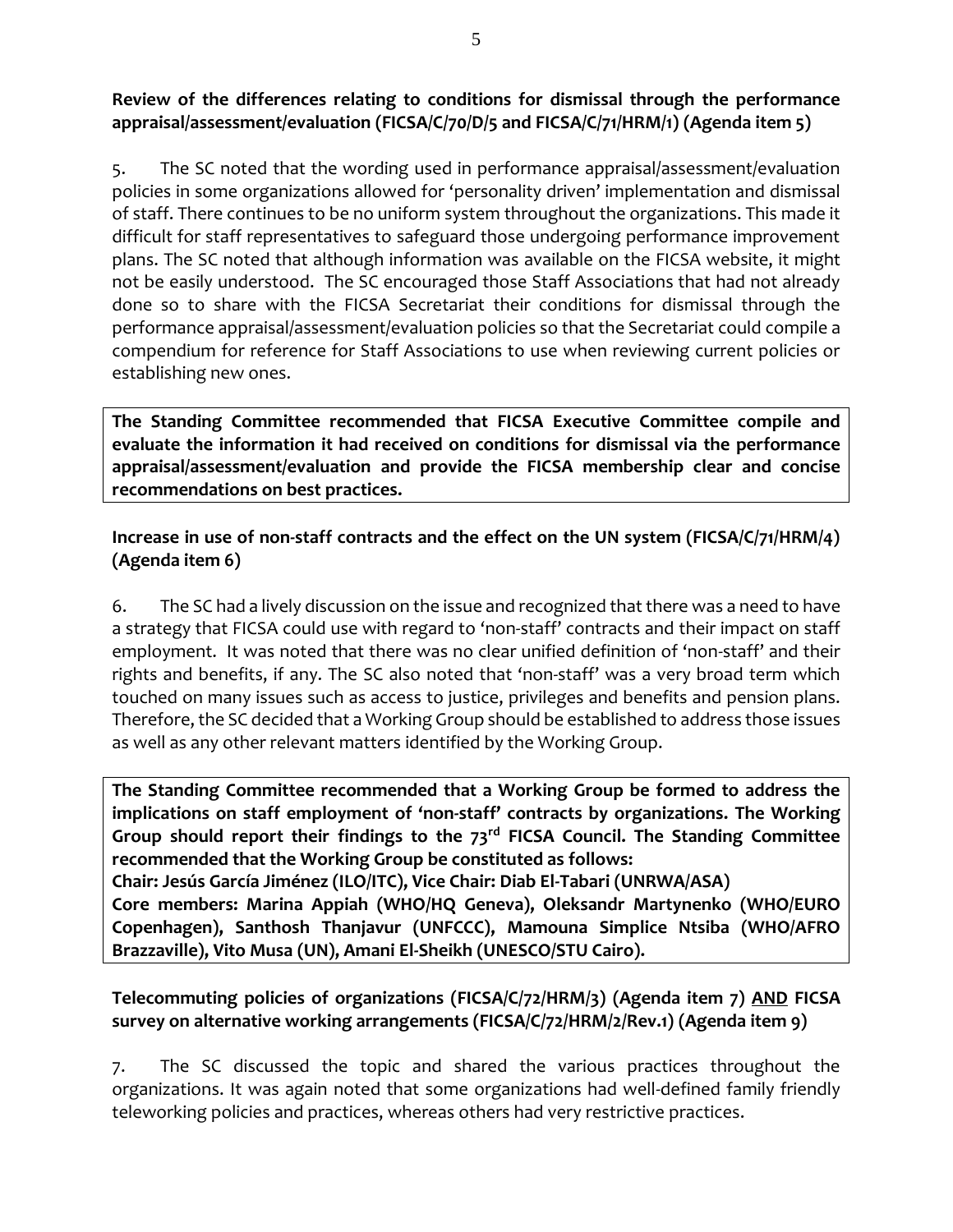**Review of the differences relating to conditions for dismissal through the performance appraisal/assessment/evaluation (FICSA/C/70/D/5 and FICSA/C/71/HRM/1) (Agenda item 5)**

5. The SC noted that the wording used in performance appraisal/assessment/evaluation policies in some organizations allowed for 'personality driven' implementation and dismissal of staff. There continues to be no uniform system throughout the organizations. This made it difficult for staff representatives to safeguard those undergoing performance improvement plans. The SC noted that although information was available on the FICSA website, it might not be easily understood. The SC encouraged those Staff Associations that had not already done so to share with the FICSA Secretariat their conditions for dismissal through the performance appraisal/assessment/evaluation policies so that the Secretariat could compile a compendium for reference for Staff Associations to use when reviewing current policies or establishing new ones.

**The Standing Committee recommended that FICSA Executive Committee compile and evaluate the information it had received on conditions for dismissal via the performance appraisal/assessment/evaluation and provide the FICSA membership clear and concise recommendations on best practices.**

**Increase in use of non-staff contracts and the effect on the UN system (FICSA/C/71/HRM/4) (Agenda item 6)**

6. The SC had a lively discussion on the issue and recognized that there was a need to have a strategy that FICSA could use with regard to 'non-staff' contracts and their impact on staff employment. It was noted that there was no clear unified definition of 'non-staff' and their rights and benefits, if any. The SC also noted that 'non-staff' was a very broad term which touched on many issues such as access to justice, privileges and benefits and pension plans. Therefore, the SC decided that a Working Group should be established to address those issues as well as any other relevant matters identified by the Working Group.

**The Standing Committee recommended that a Working Group be formed to address the implications on staff employment of 'non-staff' contracts by organizations. The Working Group should report their findings to the 73rd FICSA Council. The Standing Committee recommended that the Working Group be constituted as follows:**
**Chair: Jesús García Jiménez (ILO/ITC), Vice Chair: Diab El-Tabari (UNRWA/ASA)**
**Core members: Marina Appiah (WHO/HQ Geneva), Oleksandr Martynenko (WHO/EURO Copenhagen), Santhosh Thanjavur (UNFCCC), Mamouna Simplice Ntsiba (WHO/AFRO Brazzaville), Vito Musa (UN), Amani El-Sheikh (UNESCO/STU Cairo).**

**Telecommuting policies of organizations (FICSA/C/72/HRM/3) (Agenda item 7) AND FICSA survey on alternative working arrangements (FICSA/C/72/HRM/2/Rev.1) (Agenda item 9)**

7. The SC discussed the topic and shared the various practices throughout the organizations. It was again noted that some organizations had well-defined family friendly teleworking policies and practices, whereas others had very restrictive practices.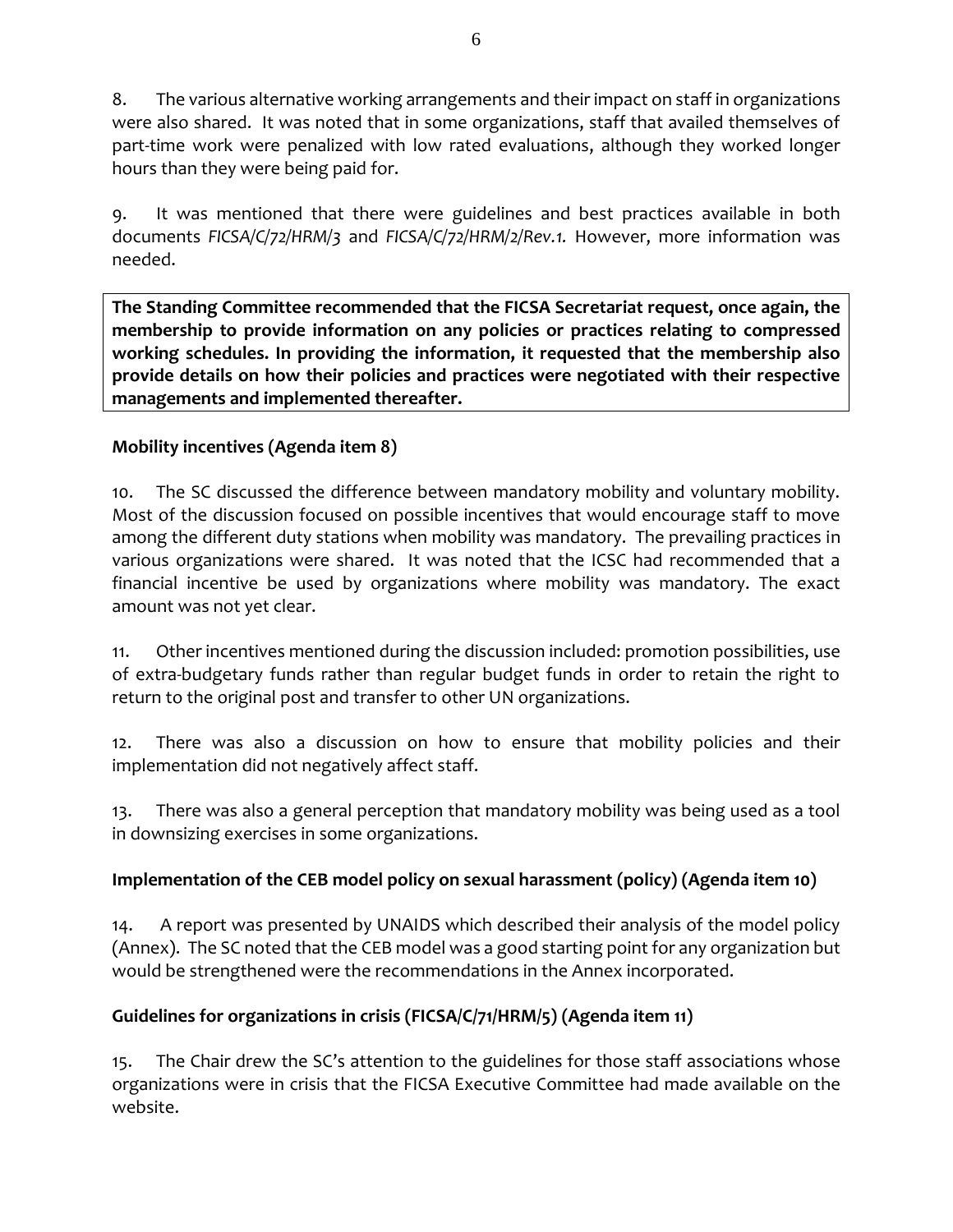8. The various alternative working arrangements and their impact on staff in organizations were also shared. It was noted that in some organizations, staff that availed themselves of part-time work were penalized with low rated evaluations, although they worked longer hours than they were being paid for.

9. It was mentioned that there were guidelines and best practices available in both documents *FICSA/C/72/HRM/3* and *FICSA/C/72/HRM/2/Rev.1.* However, more information was needed.

**The Standing Committee recommended that the FICSA Secretariat request, once again, the membership to provide information on any policies or practices relating to compressed working schedules. In providing the information, it requested that the membership also provide details on how their policies and practices were negotiated with their respective managements and implemented thereafter.**

### Mobility incentives (Agenda item 8)

10. The SC discussed the difference between mandatory mobility and voluntary mobility. Most of the discussion focused on possible incentives that would encourage staff to move among the different duty stations when mobility was mandatory. The prevailing practices in various organizations were shared. It was noted that the ICSC had recommended that a financial incentive be used by organizations where mobility was mandatory. The exact amount was not yet clear.

11. Other incentives mentioned during the discussion included: promotion possibilities, use of extra-budgetary funds rather than regular budget funds in order to retain the right to return to the original post and transfer to other UN organizations.

12. There was also a discussion on how to ensure that mobility policies and their implementation did not negatively affect staff.

13. There was also a general perception that mandatory mobility was being used as a tool in downsizing exercises in some organizations.

### Implementation of the CEB model policy on sexual harassment (policy) (Agenda item 10)

14. A report was presented by UNAIDS which described their analysis of the model policy (Annex). The SC noted that the CEB model was a good starting point for any organization but would be strengthened were the recommendations in the Annex incorporated.

### Guidelines for organizations in crisis (FICSA/C/71/HRM/5) (Agenda item 11)

15. The Chair drew the SC's attention to the guidelines for those staff associations whose organizations were in crisis that the FICSA Executive Committee had made available on the website.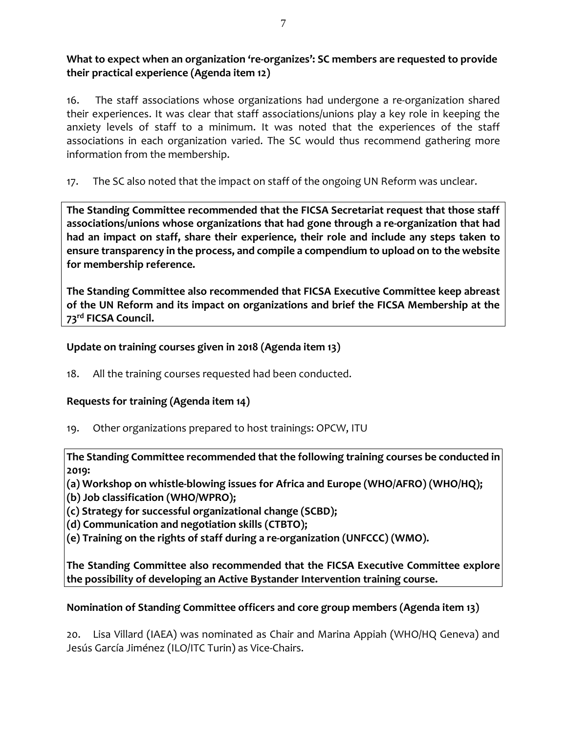**What to expect when an organization 're-organizes': SC members are requested to provide their practical experience (Agenda item 12)**

16. The staff associations whose organizations had undergone a re-organization shared their experiences. It was clear that staff associations/unions play a key role in keeping the anxiety levels of staff to a minimum. It was noted that the experiences of the staff associations in each organization varied. The SC would thus recommend gathering more information from the membership.

17. The SC also noted that the impact on staff of the ongoing UN Reform was unclear.

**The Standing Committee recommended that the FICSA Secretariat request that those staff associations/unions whose organizations that had gone through a re-organization that had had an impact on staff, share their experience, their role and include any steps taken to ensure transparency in the process, and compile a compendium to upload on to the website for membership reference.**

**The Standing Committee also recommended that FICSA Executive Committee keep abreast of the UN Reform and its impact on organizations and brief the FICSA Membership at the 73rd FICSA Council.**

**Update on training courses given in 2018 (Agenda item 13)**

18. All the training courses requested had been conducted.

**Requests for training (Agenda item 14)**

19. Other organizations prepared to host trainings: OPCW, ITU

**The Standing Committee recommended that the following training courses be conducted in 2019:**

**(a) Workshop on whistle-blowing issues for Africa and Europe (WHO/AFRO) (WHO/HQ);**
**(b) Job classification (WHO/WPRO);**
**(c) Strategy for successful organizational change (SCBD);**
**(d) Communication and negotiation skills (CTBTO);**
**(e) Training on the rights of staff during a re-organization (UNFCCC) (WMO).**

**The Standing Committee also recommended that the FICSA Executive Committee explore the possibility of developing an Active Bystander Intervention training course.**

**Nomination of Standing Committee officers and core group members (Agenda item 13)**

20. Lisa Villard (IAEA) was nominated as Chair and Marina Appiah (WHO/HQ Geneva) and Jesús García Jiménez (ILO/ITC Turin) as Vice-Chairs.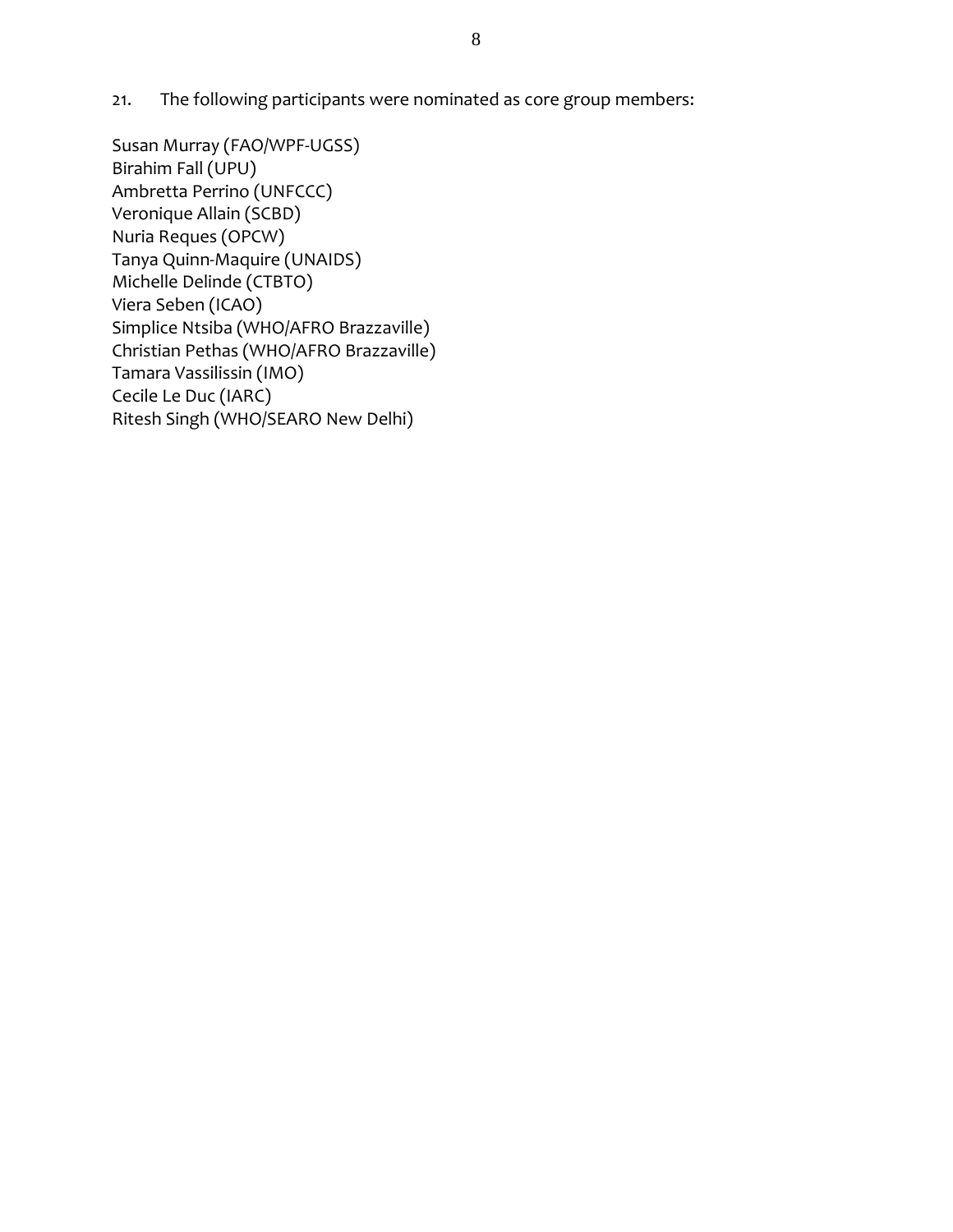21. The following participants were nominated as core group members:

Susan Murray (FAO/WPF-UGSS)
Birahim Fall (UPU)
Ambretta Perrino (UNFCCC)
Veronique Allain (SCBD)
Nuria Reques (OPCW)
Tanya Quinn-Maquire (UNAIDS)
Michelle Delinde (CTBTO)
Viera Seben (ICAO)
Simplice Ntsiba (WHO/AFRO Brazzaville)
Christian Pethas (WHO/AFRO Brazzaville)
Tamara Vassilissin (IMO)
Cecile Le Duc (IARC)
Ritesh Singh (WHO/SEARO New Delhi)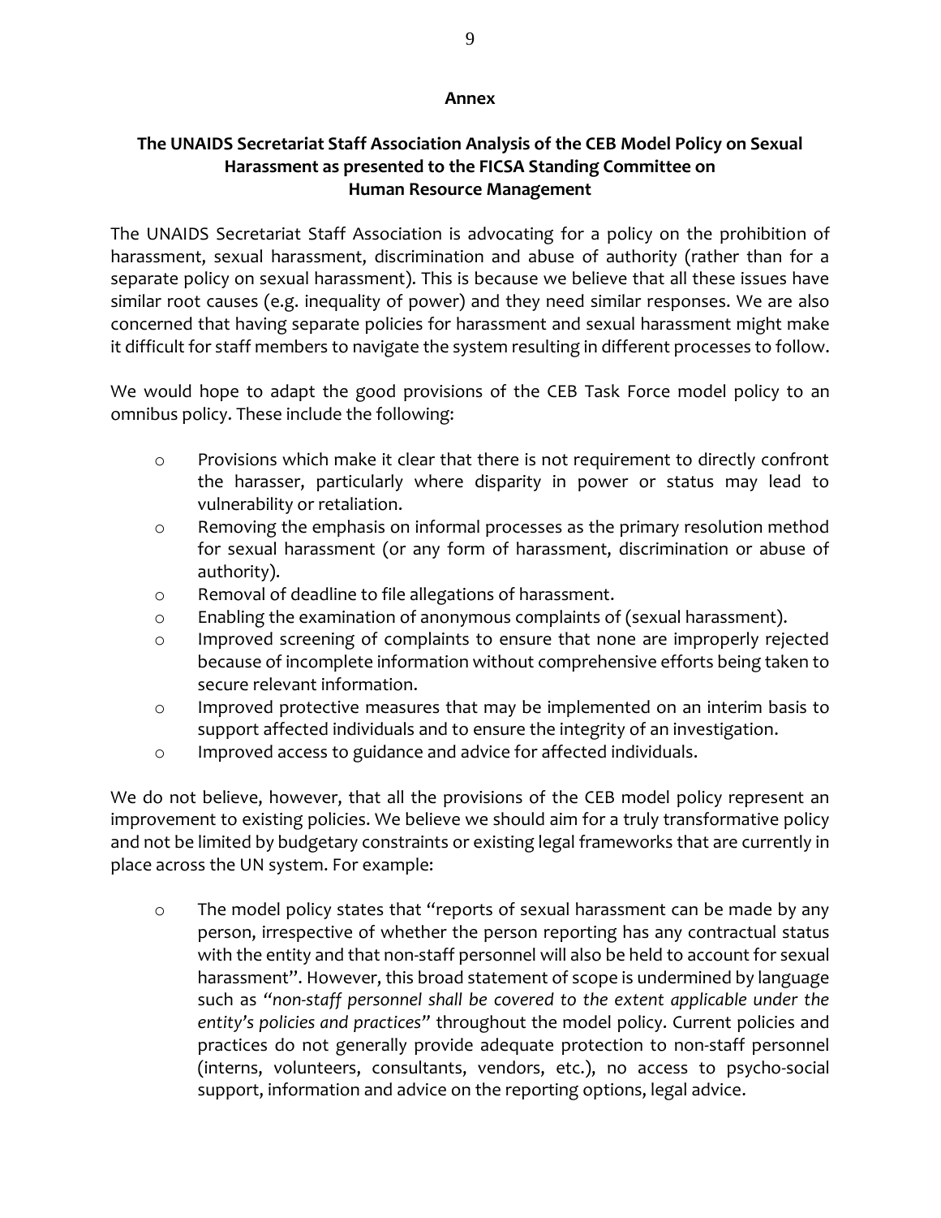## Annex

### The UNAIDS Secretariat Staff Association Analysis of the CEB Model Policy on Sexual Harassment as presented to the FICSA Standing Committee on Human Resource Management

The UNAIDS Secretariat Staff Association is advocating for a policy on the prohibition of harassment, sexual harassment, discrimination and abuse of authority (rather than for a separate policy on sexual harassment). This is because we believe that all these issues have similar root causes (e.g. inequality of power) and they need similar responses. We are also concerned that having separate policies for harassment and sexual harassment might make it difficult for staff members to navigate the system resulting in different processes to follow.

We would hope to adapt the good provisions of the CEB Task Force model policy to an omnibus policy. These include the following:

- Provisions which make it clear that there is not requirement to directly confront the harasser, particularly where disparity in power or status may lead to vulnerability or retaliation.
- Removing the emphasis on informal processes as the primary resolution method for sexual harassment (or any form of harassment, discrimination or abuse of authority).
- Removal of deadline to file allegations of harassment.
- Enabling the examination of anonymous complaints of (sexual harassment).
- Improved screening of complaints to ensure that none are improperly rejected because of incomplete information without comprehensive efforts being taken to secure relevant information.
- Improved protective measures that may be implemented on an interim basis to support affected individuals and to ensure the integrity of an investigation.
- Improved access to guidance and advice for affected individuals.

We do not believe, however, that all the provisions of the CEB model policy represent an improvement to existing policies. We believe we should aim for a truly transformative policy and not be limited by budgetary constraints or existing legal frameworks that are currently in place across the UN system. For example:

- The model policy states that "reports of sexual harassment can be made by any person, irrespective of whether the person reporting has any contractual status with the entity and that non-staff personnel will also be held to account for sexual harassment". However, this broad statement of scope is undermined by language such as "*non-staff personnel shall be covered to the extent applicable under the entity's policies and practices*" throughout the model policy. Current policies and practices do not generally provide adequate protection to non-staff personnel (interns, volunteers, consultants, vendors, etc.), no access to psycho-social support, information and advice on the reporting options, legal advice.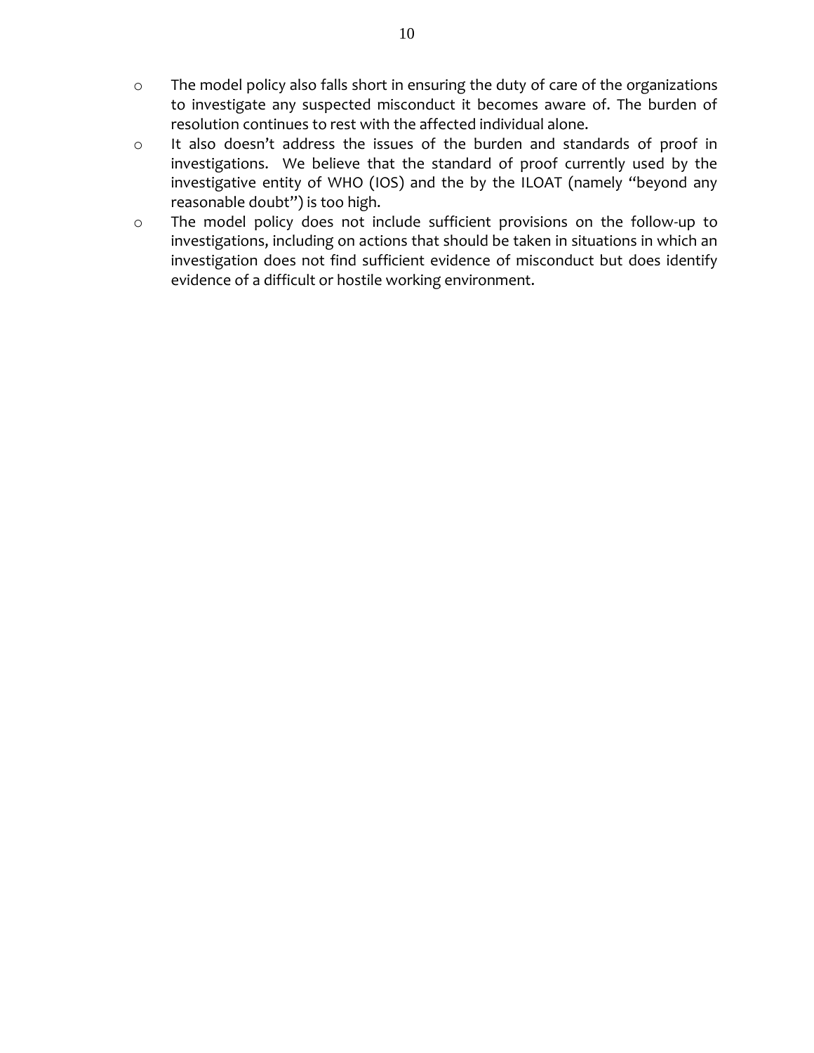- The model policy also falls short in ensuring the duty of care of the organizations to investigate any suspected misconduct it becomes aware of. The burden of resolution continues to rest with the affected individual alone.
- It also doesn't address the issues of the burden and standards of proof in investigations. We believe that the standard of proof currently used by the investigative entity of WHO (IOS) and the by the ILOAT (namely "beyond any reasonable doubt") is too high.
- The model policy does not include sufficient provisions on the follow-up to investigations, including on actions that should be taken in situations in which an investigation does not find sufficient evidence of misconduct but does identify evidence of a difficult or hostile working environment.